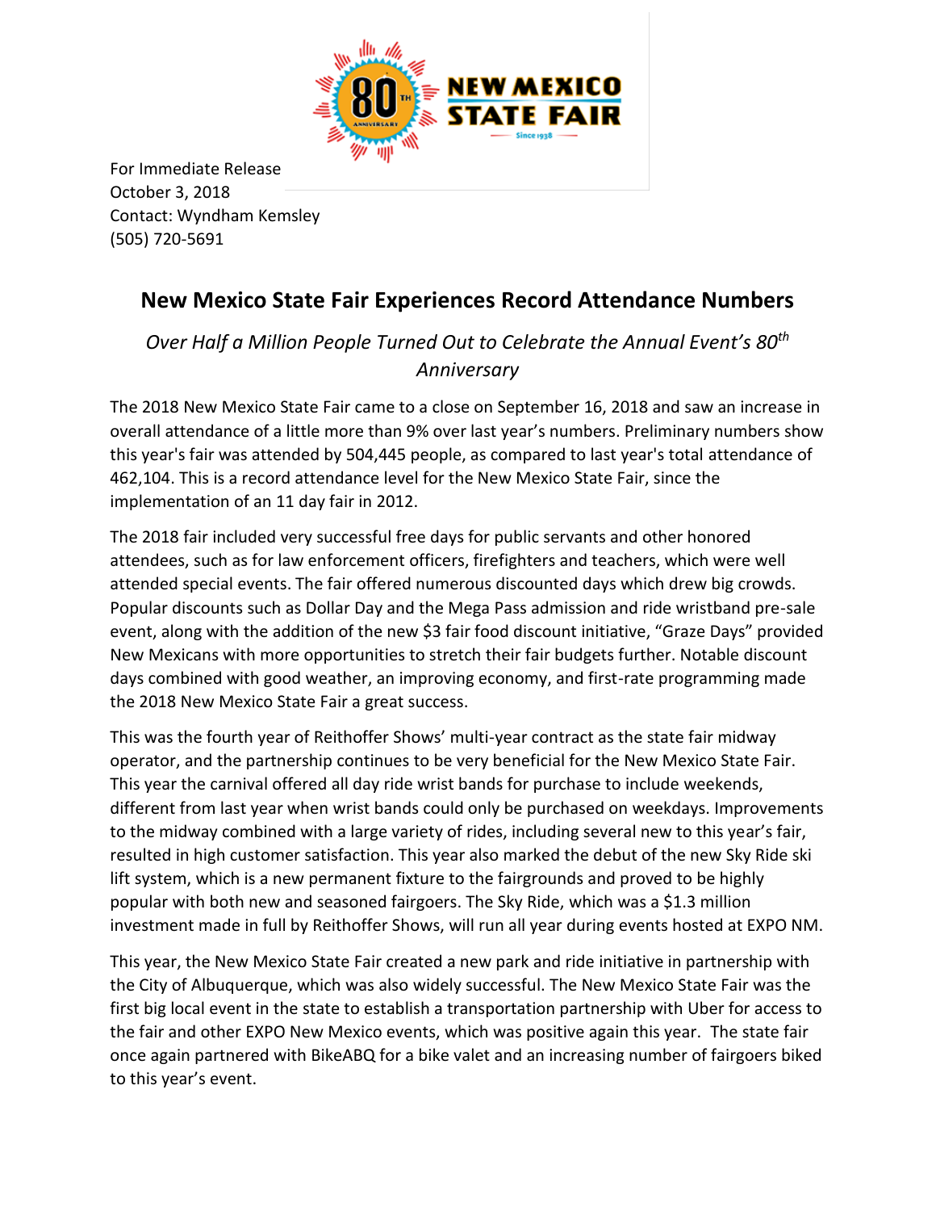For Immediate Release
October 3, 2018
Contact: Wyndham Kemsley
(505) 720-5691

# New Mexico State Fair Experiences Record Attendance Numbers

*Over Half a Million People Turned Out to Celebrate the Annual Event's 80th Anniversary*

The 2018 New Mexico State Fair came to a close on September 16, 2018 and saw an increase in overall attendance of a little more than 9% over last year's numbers. Preliminary numbers show this year's fair was attended by 504,445 people, as compared to last year's total attendance of 462,104. This is a record attendance level for the New Mexico State Fair, since the implementation of an 11 day fair in 2012.

The 2018 fair included very successful free days for public servants and other honored attendees, such as for law enforcement officers, firefighters and teachers, which were well attended special events. The fair offered numerous discounted days which drew big crowds. Popular discounts such as Dollar Day and the Mega Pass admission and ride wristband pre-sale event, along with the addition of the new $3 fair food discount initiative, "Graze Days" provided New Mexicans with more opportunities to stretch their fair budgets further. Notable discount days combined with good weather, an improving economy, and first-rate programming made the 2018 New Mexico State Fair a great success.

This was the fourth year of Reithoffer Shows' multi-year contract as the state fair midway operator, and the partnership continues to be very beneficial for the New Mexico State Fair. This year the carnival offered all day ride wrist bands for purchase to include weekends, different from last year when wrist bands could only be purchased on weekdays. Improvements to the midway combined with a large variety of rides, including several new to this year's fair, resulted in high customer satisfaction. This year also marked the debut of the new Sky Ride ski lift system, which is a new permanent fixture to the fairgrounds and proved to be highly popular with both new and seasoned fairgoers. The Sky Ride, which was a $1.3 million investment made in full by Reithoffer Shows, will run all year during events hosted at EXPO NM.

This year, the New Mexico State Fair created a new park and ride initiative in partnership with the City of Albuquerque, which was also widely successful. The New Mexico State Fair was the first big local event in the state to establish a transportation partnership with Uber for access to the fair and other EXPO New Mexico events, which was positive again this year. The state fair once again partnered with BikeABQ for a bike valet and an increasing number of fairgoers biked to this year's event.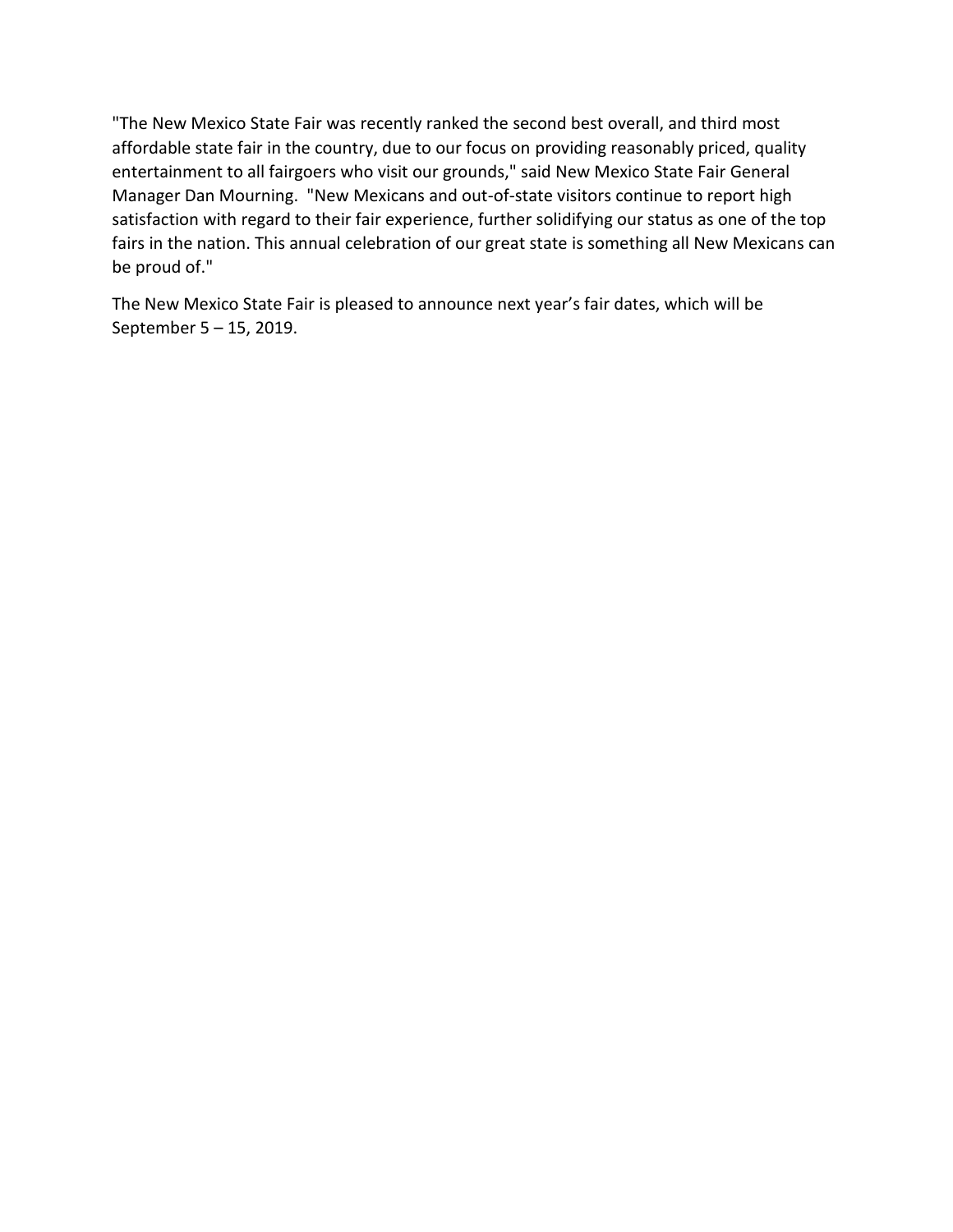"The New Mexico State Fair was recently ranked the second best overall, and third most affordable state fair in the country, due to our focus on providing reasonably priced, quality entertainment to all fairgoers who visit our grounds," said New Mexico State Fair General Manager Dan Mourning. "New Mexicans and out-of-state visitors continue to report high satisfaction with regard to their fair experience, further solidifying our status as one of the top fairs in the nation. This annual celebration of our great state is something all New Mexicans can be proud of."

The New Mexico State Fair is pleased to announce next year's fair dates, which will be September 5 – 15, 2019.